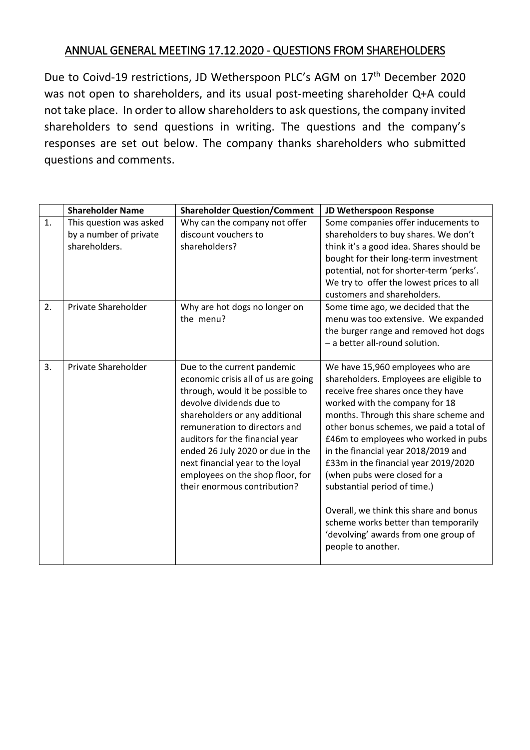# ANNUAL GENERAL MEETING 17.12.2020 - QUESTIONS FROM SHAREHOLDERS

Due to Coivd-19 restrictions, JD Wetherspoon PLC's AGM on 17th December 2020 was not open to shareholders, and its usual post-meeting shareholder Q+A could not take place. In order to allow shareholders to ask questions, the company invited shareholders to send questions in writing. The questions and the company's responses are set out below. The company thanks shareholders who submitted questions and comments.

| | **Shareholder Name** | **Shareholder Question/Comment** | **JD Wetherspoon Response** |
|---|---|---|---|
| 1. | This question was asked by a number of private shareholders. | Why can the company not offer discount vouchers to shareholders? | Some companies offer inducements to shareholders to buy shares. We don't think it's a good idea. Shares should be bought for their long-term investment potential, not for shorter-term 'perks'. We try to offer the lowest prices to all customers and shareholders. |
| 2. | Private Shareholder | Why are hot dogs no longer on the menu? | Some time ago, we decided that the menu was too extensive. We expanded the burger range and removed hot dogs – a better all-round solution. |
| 3. | Private Shareholder | Due to the current pandemic economic crisis all of us are going through, would it be possible to devolve dividends due to shareholders or any additional remuneration to directors and auditors for the financial year ended 26 July 2020 or due in the next financial year to the loyal employees on the shop floor, for their enormous contribution? | We have 15,960 employees who are shareholders. Employees are eligible to receive free shares once they have worked with the company for 18 months. Through this share scheme and other bonus schemes, we paid a total of £46m to employees who worked in pubs in the financial year 2018/2019 and £33m in the financial year 2019/2020 (when pubs were closed for a substantial period of time.)<br><br>Overall, we think this share and bonus scheme works better than temporarily 'devolving' awards from one group of people to another. |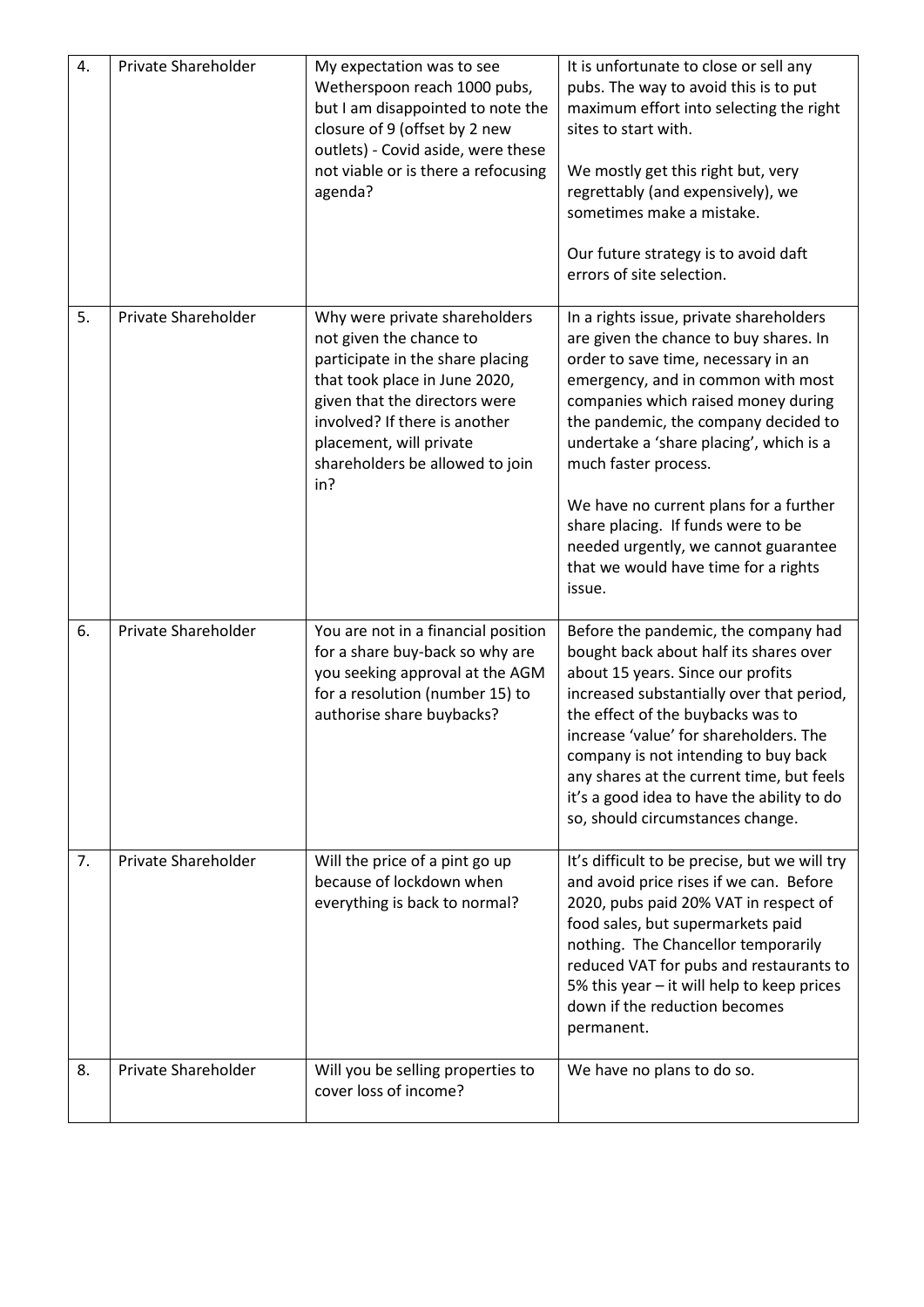| 4. | Private Shareholder | My expectation was to see Wetherspoon reach 1000 pubs, but I am disappointed to note the closure of 9 (offset by 2 new outlets) - Covid aside, were these not viable or is there a refocusing agenda? | It is unfortunate to close or sell any pubs. The way to avoid this is to put maximum effort into selecting the right sites to start with.<br><br>We mostly get this right but, very regrettably (and expensively), we sometimes make a mistake.<br><br>Our future strategy is to avoid daft errors of site selection. |
|---|---|---|---|
| 5. | Private Shareholder | Why were private shareholders not given the chance to participate in the share placing that took place in June 2020, given that the directors were involved? If there is another placement, will private shareholders be allowed to join in? | In a rights issue, private shareholders are given the chance to buy shares. In order to save time, necessary in an emergency, and in common with most companies which raised money during the pandemic, the company decided to undertake a 'share placing', which is a much faster process.<br><br>We have no current plans for a further share placing. If funds were to be needed urgently, we cannot guarantee that we would have time for a rights issue. |
| 6. | Private Shareholder | You are not in a financial position for a share buy-back so why are you seeking approval at the AGM for a resolution (number 15) to authorise share buybacks? | Before the pandemic, the company had bought back about half its shares over about 15 years. Since our profits increased substantially over that period, the effect of the buybacks was to increase 'value' for shareholders. The company is not intending to buy back any shares at the current time, but feels it's a good idea to have the ability to do so, should circumstances change. |
| 7. | Private Shareholder | Will the price of a pint go up because of lockdown when everything is back to normal? | It's difficult to be precise, but we will try and avoid price rises if we can. Before 2020, pubs paid 20% VAT in respect of food sales, but supermarkets paid nothing. The Chancellor temporarily reduced VAT for pubs and restaurants to 5% this year – it will help to keep prices down if the reduction becomes permanent. |
| 8. | Private Shareholder | Will you be selling properties to cover loss of income? | We have no plans to do so. |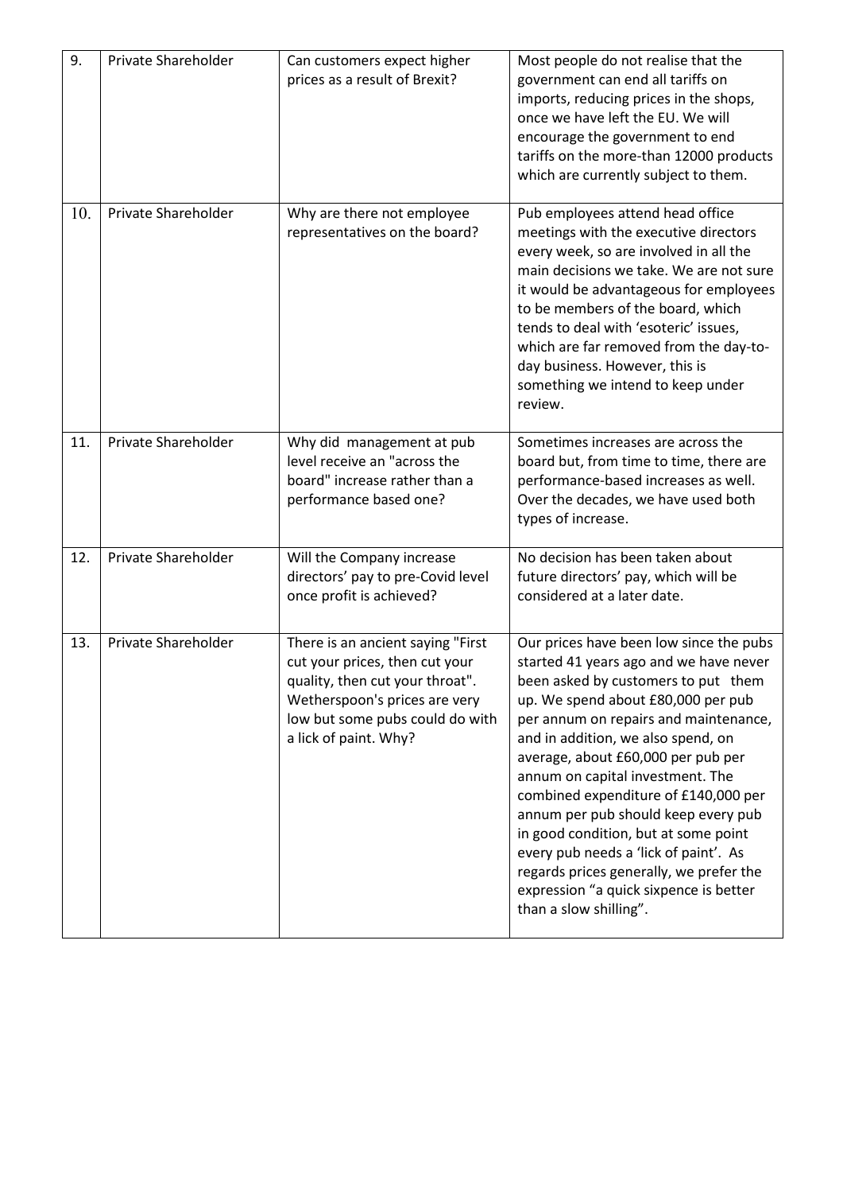| 9. | Private Shareholder | Can customers expect higher prices as a result of Brexit? | Most people do not realise that the government can end all tariffs on imports, reducing prices in the shops, once we have left the EU. We will encourage the government to end tariffs on the more-than 12000 products which are currently subject to them. |
|---|---|---|---|
| 10. | Private Shareholder | Why are there not employee representatives on the board? | Pub employees attend head office meetings with the executive directors every week, so are involved in all the main decisions we take. We are not sure it would be advantageous for employees to be members of the board, which tends to deal with 'esoteric' issues, which are far removed from the day-to-day business. However, this is something we intend to keep under review. |
| 11. | Private Shareholder | Why did management at pub level receive an "across the board" increase rather than a performance based one? | Sometimes increases are across the board but, from time to time, there are performance-based increases as well. Over the decades, we have used both types of increase. |
| 12. | Private Shareholder | Will the Company increase directors' pay to pre-Covid level once profit is achieved? | No decision has been taken about future directors' pay, which will be considered at a later date. |
| 13. | Private Shareholder | There is an ancient saying "First cut your prices, then cut your quality, then cut your throat". Wetherspoon's prices are very low but some pubs could do with a lick of paint. Why? | Our prices have been low since the pubs started 41 years ago and we have never been asked by customers to put them up. We spend about £80,000 per pub per annum on repairs and maintenance, and in addition, we also spend, on average, about £60,000 per pub per annum on capital investment. The combined expenditure of £140,000 per annum per pub should keep every pub in good condition, but at some point every pub needs a 'lick of paint'. As regards prices generally, we prefer the expression "a quick sixpence is better than a slow shilling". |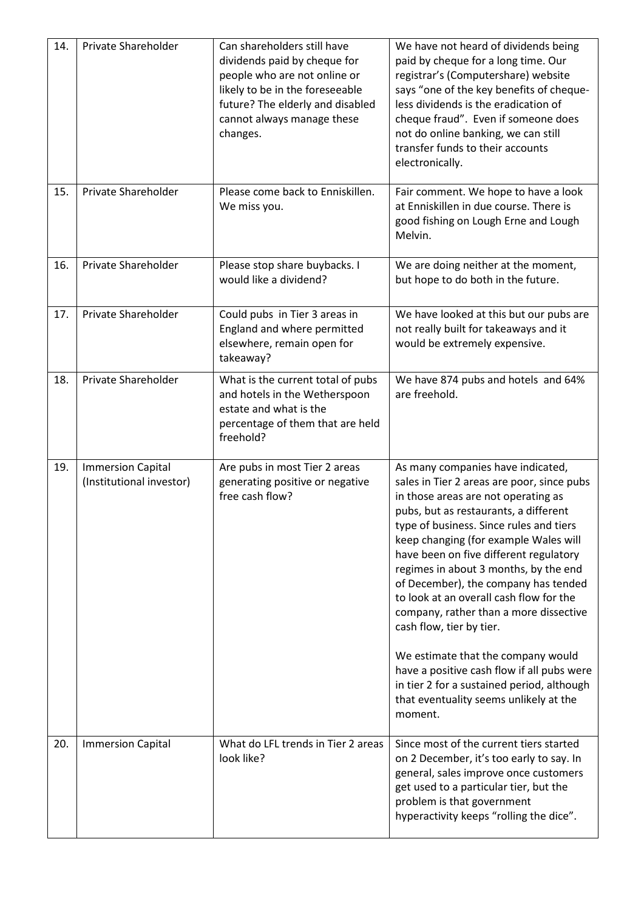| 14. | Private Shareholder | Can shareholders still have dividends paid by cheque for people who are not online or likely to be in the foreseeable future? The elderly and disabled cannot always manage these changes. | We have not heard of dividends being paid by cheque for a long time. Our registrar's (Computershare) website says "one of the key benefits of cheque-less dividends is the eradication of cheque fraud". Even if someone does not do online banking, we can still transfer funds to their accounts electronically. |
|---|---|---|---|
| 15. | Private Shareholder | Please come back to Enniskillen. We miss you. | Fair comment. We hope to have a look at Enniskillen in due course. There is good fishing on Lough Erne and Lough Melvin. |
| 16. | Private Shareholder | Please stop share buybacks. I would like a dividend? | We are doing neither at the moment, but hope to do both in the future. |
| 17. | Private Shareholder | Could pubs in Tier 3 areas in England and where permitted elsewhere, remain open for takeaway? | We have looked at this but our pubs are not really built for takeaways and it would be extremely expensive. |
| 18. | Private Shareholder | What is the current total of pubs and hotels in the Wetherspoon estate and what is the percentage of them that are held freehold? | We have 874 pubs and hotels and 64% are freehold. |
| 19. | Immersion Capital (Institutional investor) | Are pubs in most Tier 2 areas generating positive or negative free cash flow? | As many companies have indicated, sales in Tier 2 areas are poor, since pubs in those areas are not operating as pubs, but as restaurants, a different type of business. Since rules and tiers keep changing (for example Wales will have been on five different regulatory regimes in about 3 months, by the end of December), the company has tended to look at an overall cash flow for the company, rather than a more dissective cash flow, tier by tier.<br><br>We estimate that the company would have a positive cash flow if all pubs were in tier 2 for a sustained period, although that eventuality seems unlikely at the moment. |
| 20. | Immersion Capital | What do LFL trends in Tier 2 areas look like? | Since most of the current tiers started on 2 December, it's too early to say. In general, sales improve once customers get used to a particular tier, but the problem is that government hyperactivity keeps "rolling the dice". |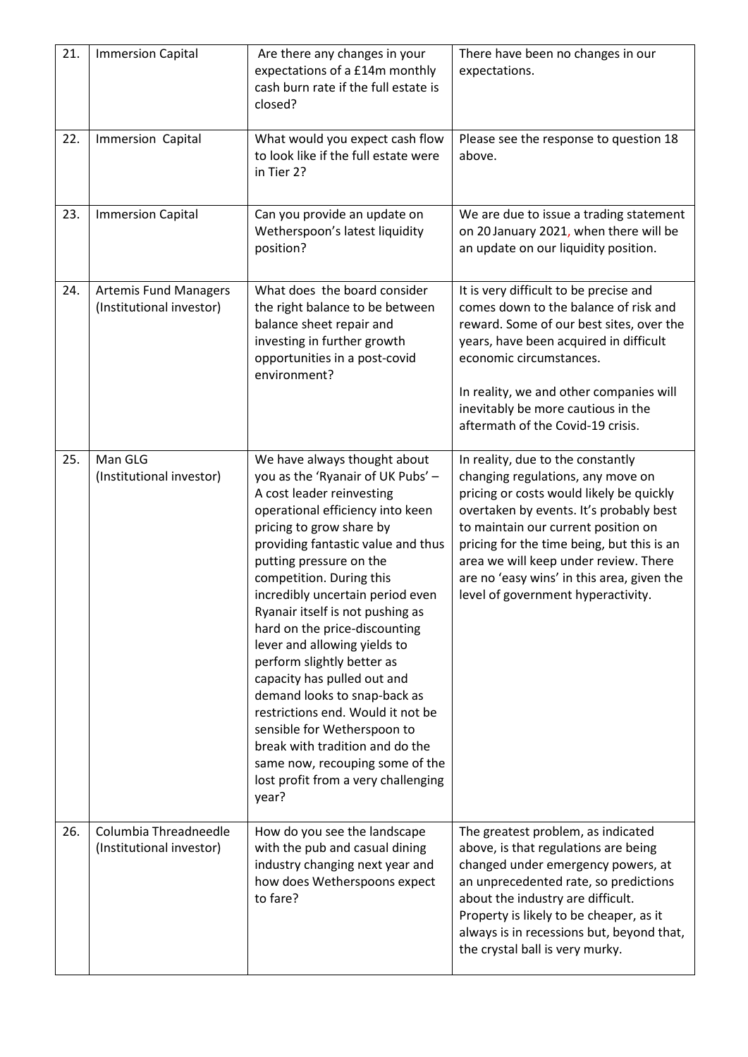| 21. | Immersion Capital | Are there any changes in your expectations of a £14m monthly cash burn rate if the full estate is closed? | There have been no changes in our expectations. |
|---|---|---|---|
| 22. | Immersion Capital | What would you expect cash flow to look like if the full estate were in Tier 2? | Please see the response to question 18 above. |
| 23. | Immersion Capital | Can you provide an update on Wetherspoon's latest liquidity position? | We are due to issue a trading statement on 20 January 2021, when there will be an update on our liquidity position. |
| 24. | Artemis Fund Managers (Institutional investor) | What does the board consider the right balance to be between balance sheet repair and investing in further growth opportunities in a post-covid environment? | It is very difficult to be precise and comes down to the balance of risk and reward. Some of our best sites, over the years, have been acquired in difficult economic circumstances.<br><br>In reality, we and other companies will inevitably be more cautious in the aftermath of the Covid-19 crisis. |
| 25. | Man GLG (Institutional investor) | We have always thought about you as the 'Ryanair of UK Pubs' – A cost leader reinvesting operational efficiency into keen pricing to grow share by providing fantastic value and thus putting pressure on the competition. During this incredibly uncertain period even Ryanair itself is not pushing as hard on the price-discounting lever and allowing yields to perform slightly better as capacity has pulled out and demand looks to snap-back as restrictions end. Would it not be sensible for Wetherspoon to break with tradition and do the same now, recouping some of the lost profit from a very challenging year? | In reality, due to the constantly changing regulations, any move on pricing or costs would likely be quickly overtaken by events. It's probably best to maintain our current position on pricing for the time being, but this is an area we will keep under review. There are no 'easy wins' in this area, given the level of government hyperactivity. |
| 26. | Columbia Threadneedle (Institutional investor) | How do you see the landscape with the pub and casual dining industry changing next year and how does Wetherspoons expect to fare? | The greatest problem, as indicated above, is that regulations are being changed under emergency powers, at an unprecedented rate, so predictions about the industry are difficult. Property is likely to be cheaper, as it always is in recessions but, beyond that, the crystal ball is very murky. |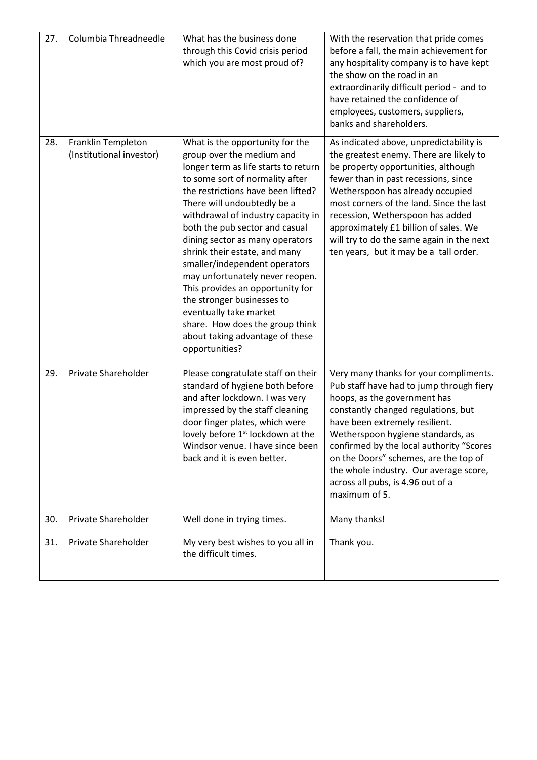| | | | |
|---|---|---|---|
| 27. | Columbia Threadneedle | What has the business done through this Covid crisis period which you are most proud of? | With the reservation that pride comes before a fall, the main achievement for any hospitality company is to have kept the show on the road in an extraordinarily difficult period - and to have retained the confidence of employees, customers, suppliers, banks and shareholders. |
| 28. | Franklin Templeton (Institutional investor) | What is the opportunity for the group over the medium and longer term as life starts to return to some sort of normality after the restrictions have been lifted? There will undoubtedly be a withdrawal of industry capacity in both the pub sector and casual dining sector as many operators shrink their estate, and many smaller/independent operators may unfortunately never reopen. This provides an opportunity for the stronger businesses to eventually take market share. How does the group think about taking advantage of these opportunities? | As indicated above, unpredictability is the greatest enemy. There are likely to be property opportunities, although fewer than in past recessions, since Wetherspoon has already occupied most corners of the land. Since the last recession, Wetherspoon has added approximately £1 billion of sales. We will try to do the same again in the next ten years, but it may be a tall order. |
| 29. | Private Shareholder | Please congratulate staff on their standard of hygiene both before and after lockdown. I was very impressed by the staff cleaning door finger plates, which were lovely before 1st lockdown at the Windsor venue. I have since been back and it is even better. | Very many thanks for your compliments. Pub staff have had to jump through fiery hoops, as the government has constantly changed regulations, but have been extremely resilient. Wetherspoon hygiene standards, as confirmed by the local authority "Scores on the Doors" schemes, are the top of the whole industry. Our average score, across all pubs, is 4.96 out of a maximum of 5. |
| 30. | Private Shareholder | Well done in trying times. | Many thanks! |
| 31. | Private Shareholder | My very best wishes to you all in the difficult times. | Thank you. |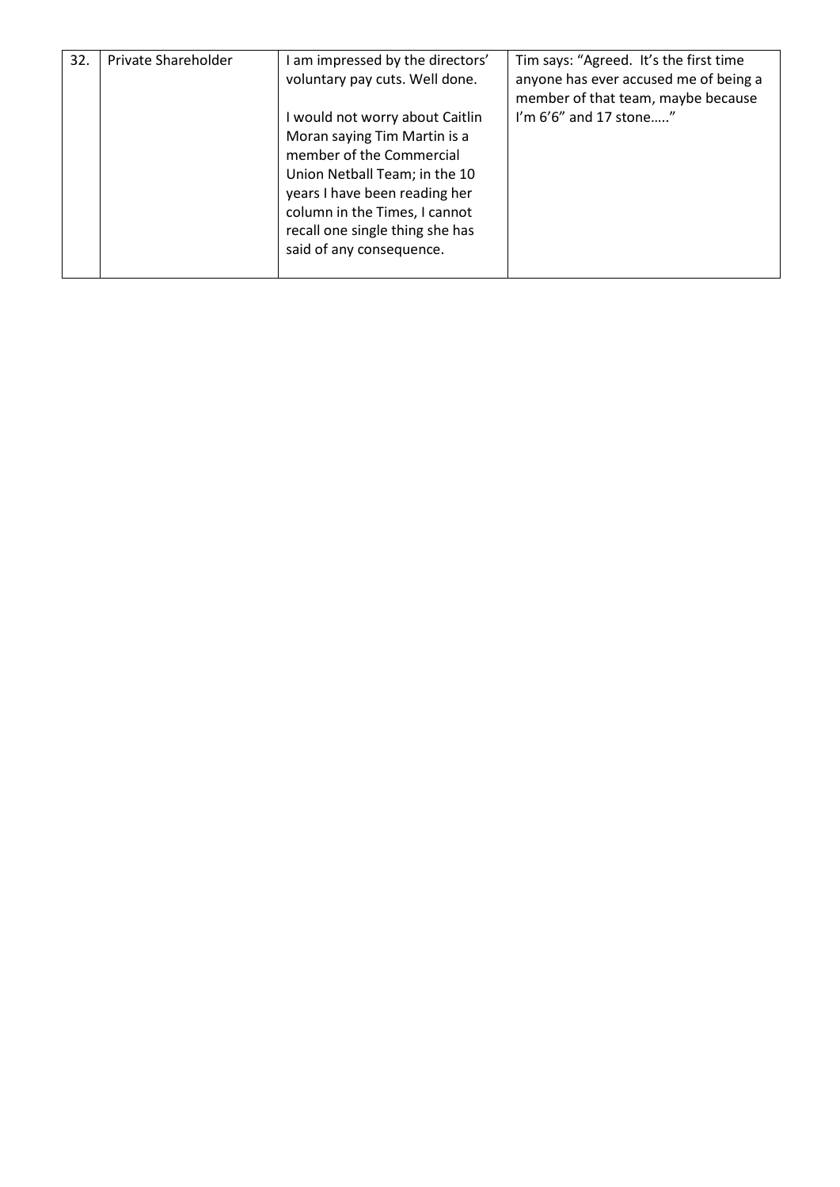| | | | |
|---|---|---|---|
| 32. | Private Shareholder | I am impressed by the directors' voluntary pay cuts. Well done.<br><br>I would not worry about Caitlin Moran saying Tim Martin is a member of the Commercial Union Netball Team; in the 10 years I have been reading her column in the Times, I cannot recall one single thing she has said of any consequence. | Tim says: "Agreed. It's the first time anyone has ever accused me of being a member of that team, maybe because I'm 6'6" and 17 stone….." |